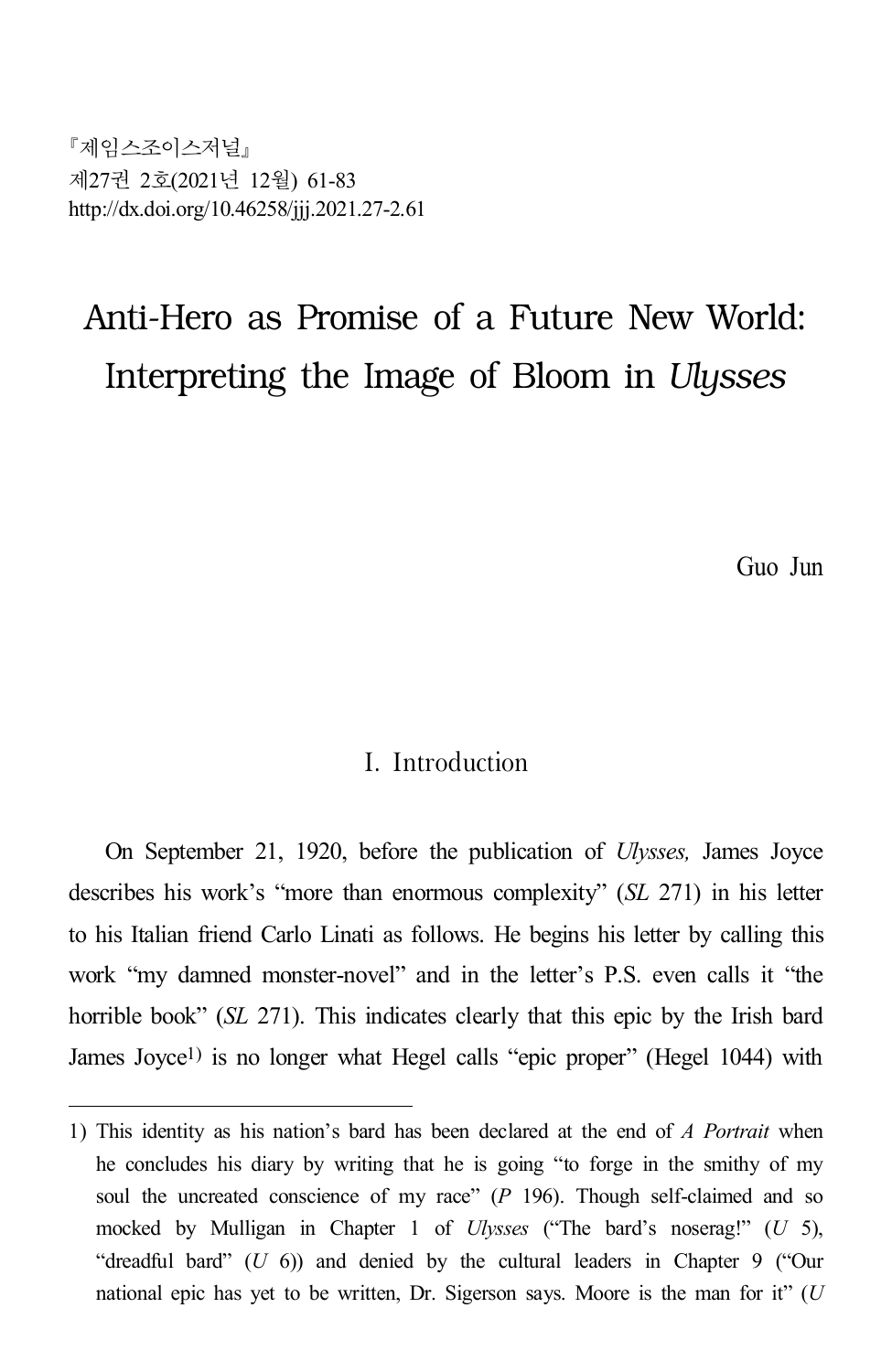『제임스조이스저널』
제27권 2호(2021년 12월) 61-83
http://dx.doi.org/10.46258/jjj.2021.27-2.61

# Anti-Hero as Promise of a Future New World: Interpreting the Image of Bloom in *Ulysses*

Guo Jun

## I. Introduction

On September 21, 1920, before the publication of *Ulysses,* James Joyce describes his work's "more than enormous complexity" (*SL* 271) in his letter to his Italian friend Carlo Linati as follows. He begins his letter by calling this work "my damned monster-novel" and in the letter's P.S. even calls it "the horrible book" (*SL* 271). This indicates clearly that this epic by the Irish bard James Joyce[1] is no longer what Hegel calls "epic proper" (Hegel 1044) with

---

1) This identity as his nation's bard has been declared at the end of *A Portrait* when he concludes his diary by writing that he is going "to forge in the smithy of my soul the uncreated conscience of my race" (*P* 196). Though self-claimed and so mocked by Mulligan in Chapter 1 of *Ulysses* ("The bard's noserag!" (*U* 5), "dreadful bard" (*U* 6)) and denied by the cultural leaders in Chapter 9 ("Our national epic has yet to be written, Dr. Sigerson says. Moore is the man for it" (*U*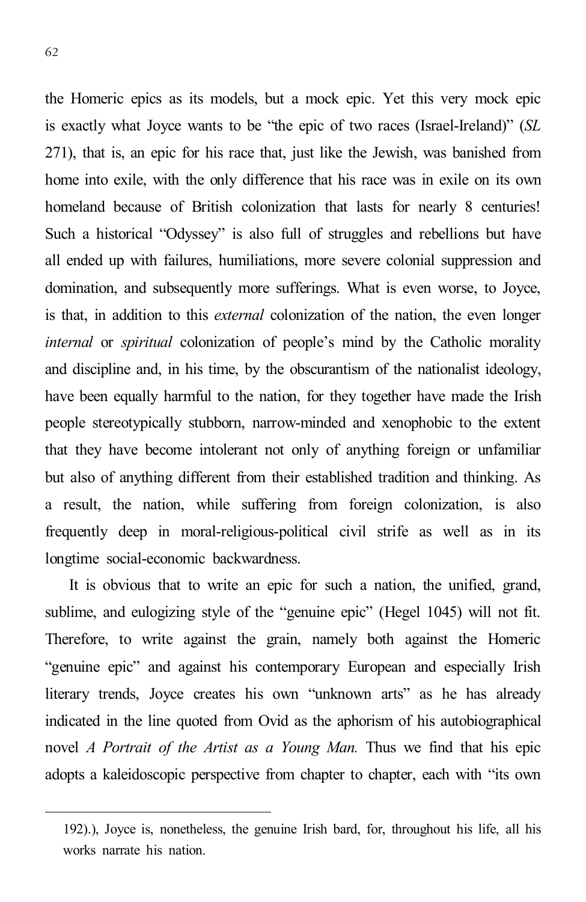the Homeric epics as its models, but a mock epic. Yet this very mock epic is exactly what Joyce wants to be "the epic of two races (Israel-Ireland)" (*SL* 271), that is, an epic for his race that, just like the Jewish, was banished from home into exile, with the only difference that his race was in exile on its own homeland because of British colonization that lasts for nearly 8 centuries! Such a historical "Odyssey" is also full of struggles and rebellions but have all ended up with failures, humiliations, more severe colonial suppression and domination, and subsequently more sufferings. What is even worse, to Joyce, is that, in addition to this *external* colonization of the nation, the even longer *internal* or *spiritual* colonization of people's mind by the Catholic morality and discipline and, in his time, by the obscurantism of the nationalist ideology, have been equally harmful to the nation, for they together have made the Irish people stereotypically stubborn, narrow-minded and xenophobic to the extent that they have become intolerant not only of anything foreign or unfamiliar but also of anything different from their established tradition and thinking. As a result, the nation, while suffering from foreign colonization, is also frequently deep in moral-religious-political civil strife as well as in its longtime social-economic backwardness.

It is obvious that to write an epic for such a nation, the unified, grand, sublime, and eulogizing style of the "genuine epic" (Hegel 1045) will not fit. Therefore, to write against the grain, namely both against the Homeric "genuine epic" and against his contemporary European and especially Irish literary trends, Joyce creates his own "unknown arts" as he has already indicated in the line quoted from Ovid as the aphorism of his autobiographical novel *A Portrait of the Artist as a Young Man.* Thus we find that his epic adopts a kaleidoscopic perspective from chapter to chapter, each with "its own

---

192).), Joyce is, nonetheless, the genuine Irish bard, for, throughout his life, all his works narrate his nation.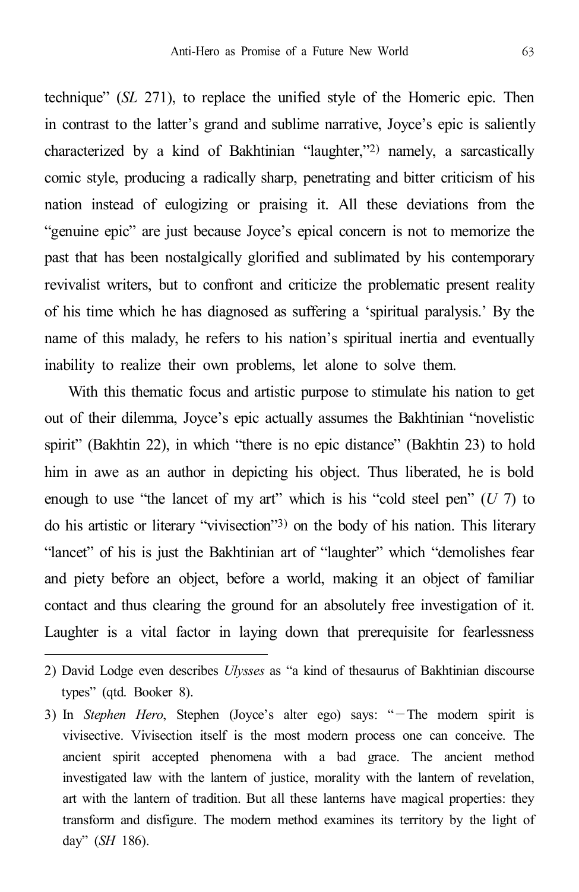technique" (*SL* 271), to replace the unified style of the Homeric epic. Then in contrast to the latter's grand and sublime narrative, Joyce's epic is saliently characterized by a kind of Bakhtinian "laughter,"[2] namely, a sarcastically comic style, producing a radically sharp, penetrating and bitter criticism of his nation instead of eulogizing or praising it. All these deviations from the "genuine epic" are just because Joyce's epical concern is not to memorize the past that has been nostalgically glorified and sublimated by his contemporary revivalist writers, but to confront and criticize the problematic present reality of his time which he has diagnosed as suffering a 'spiritual paralysis.' By the name of this malady, he refers to his nation's spiritual inertia and eventually inability to realize their own problems, let alone to solve them.

With this thematic focus and artistic purpose to stimulate his nation to get out of their dilemma, Joyce's epic actually assumes the Bakhtinian "novelistic spirit" (Bakhtin 22), in which "there is no epic distance" (Bakhtin 23) to hold him in awe as an author in depicting his object. Thus liberated, he is bold enough to use "the lancet of my art" which is his "cold steel pen" (*U* 7) to do his artistic or literary "vivisection"[3] on the body of his nation. This literary "lancet" of his is just the Bakhtinian art of "laughter" which "demolishes fear and piety before an object, before a world, making it an object of familiar contact and thus clearing the ground for an absolutely free investigation of it. Laughter is a vital factor in laying down that prerequisite for fearlessness

---

2) David Lodge even describes *Ulysses* as "a kind of thesaurus of Bakhtinian discourse types" (qtd. Booker 8).

3) In *Stephen Hero*, Stephen (Joyce's alter ego) says: "—The modern spirit is vivisective. Vivisection itself is the most modern process one can conceive. The ancient spirit accepted phenomena with a bad grace. The ancient method investigated law with the lantern of justice, morality with the lantern of revelation, art with the lantern of tradition. But all these lanterns have magical properties: they transform and disfigure. The modern method examines its territory by the light of day" (*SH* 186).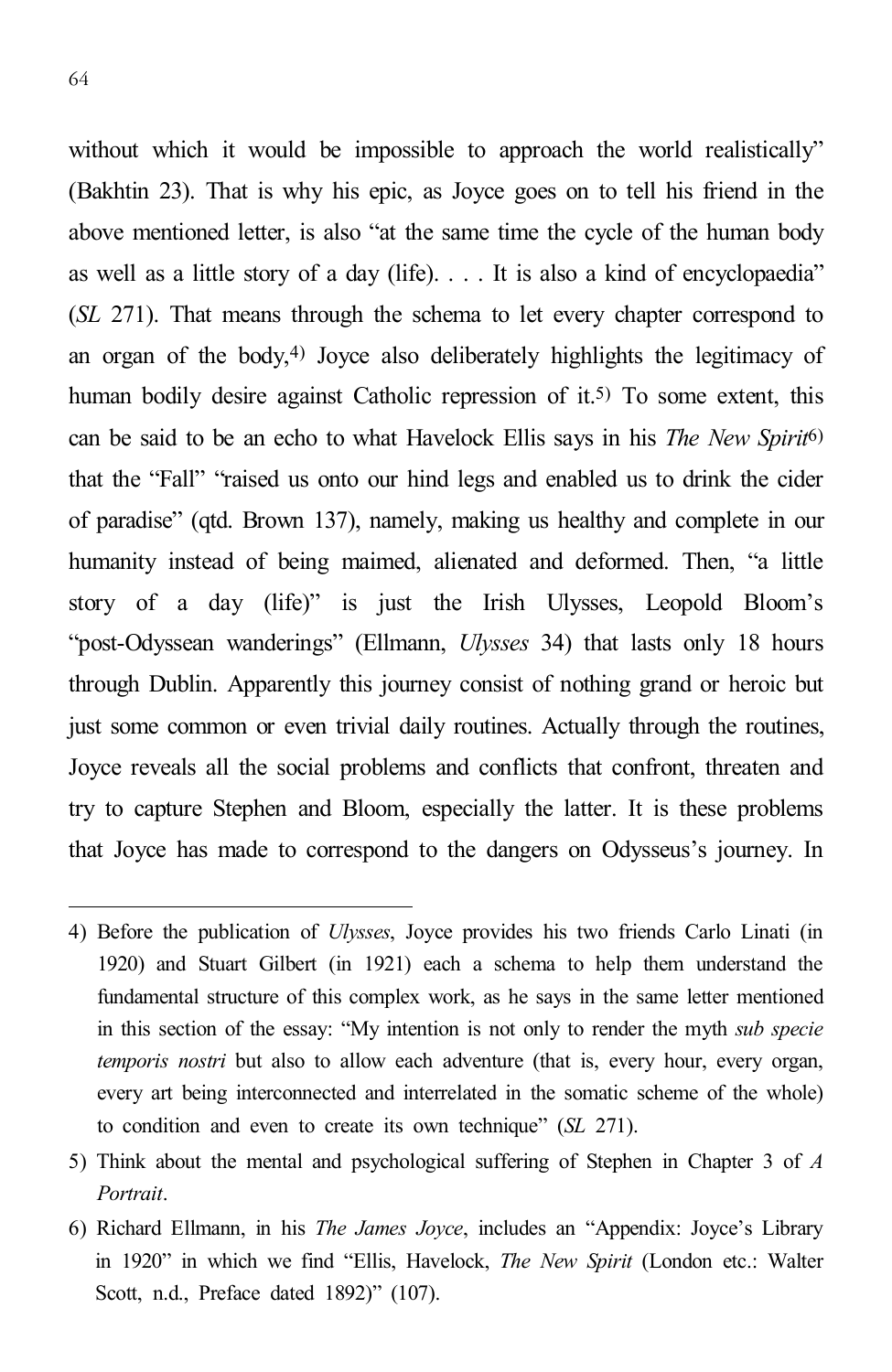without which it would be impossible to approach the world realistically" (Bakhtin 23). That is why his epic, as Joyce goes on to tell his friend in the above mentioned letter, is also "at the same time the cycle of the human body as well as a little story of a day (life). . . . It is also a kind of encyclopaedia" (*SL* 271). That means through the schema to let every chapter correspond to an organ of the body,[4] Joyce also deliberately highlights the legitimacy of human bodily desire against Catholic repression of it.[5] To some extent, this can be said to be an echo to what Havelock Ellis says in his *The New Spirit*[6] that the "Fall" "raised us onto our hind legs and enabled us to drink the cider of paradise" (qtd. Brown 137), namely, making us healthy and complete in our humanity instead of being maimed, alienated and deformed. Then, "a little story of a day (life)" is just the Irish Ulysses, Leopold Bloom's "post-Odyssean wanderings" (Ellmann, *Ulysses* 34) that lasts only 18 hours through Dublin. Apparently this journey consist of nothing grand or heroic but just some common or even trivial daily routines. Actually through the routines, Joyce reveals all the social problems and conflicts that confront, threaten and try to capture Stephen and Bloom, especially the latter. It is these problems that Joyce has made to correspond to the dangers on Odysseus's journey. In

---

4) Before the publication of *Ulysses*, Joyce provides his two friends Carlo Linati (in 1920) and Stuart Gilbert (in 1921) each a schema to help them understand the fundamental structure of this complex work, as he says in the same letter mentioned in this section of the essay: "My intention is not only to render the myth *sub specie temporis nostri* but also to allow each adventure (that is, every hour, every organ, every art being interconnected and interrelated in the somatic scheme of the whole) to condition and even to create its own technique" (*SL* 271).

5) Think about the mental and psychological suffering of Stephen in Chapter 3 of *A Portrait*.

6) Richard Ellmann, in his *The James Joyce*, includes an "Appendix: Joyce's Library in 1920" in which we find "Ellis, Havelock, *The New Spirit* (London etc.: Walter Scott, n.d., Preface dated 1892)" (107).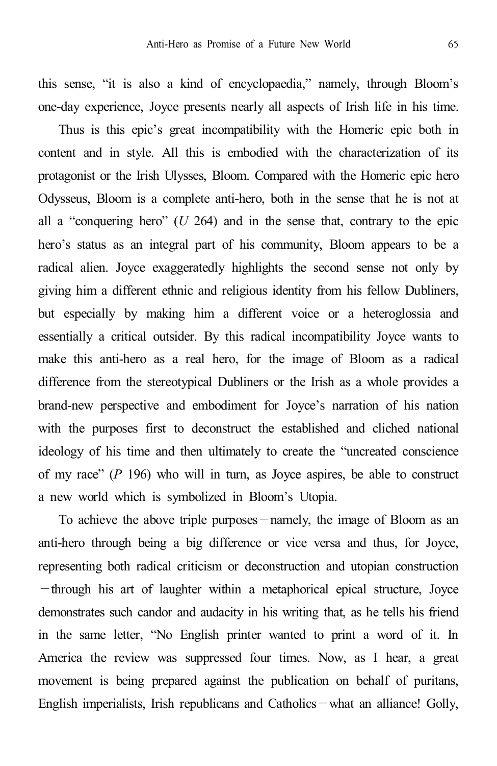this sense, "it is also a kind of encyclopaedia," namely, through Bloom's one-day experience, Joyce presents nearly all aspects of Irish life in his time.

Thus is this epic's great incompatibility with the Homeric epic both in content and in style. All this is embodied with the characterization of its protagonist or the Irish Ulysses, Bloom. Compared with the Homeric epic hero Odysseus, Bloom is a complete anti-hero, both in the sense that he is not at all a "conquering hero" (*U* 264) and in the sense that, contrary to the epic hero's status as an integral part of his community, Bloom appears to be a radical alien. Joyce exaggeratedly highlights the second sense not only by giving him a different ethnic and religious identity from his fellow Dubliners, but especially by making him a different voice or a heteroglossia and essentially a critical outsider. By this radical incompatibility Joyce wants to make this anti-hero as a real hero, for the image of Bloom as a radical difference from the stereotypical Dubliners or the Irish as a whole provides a brand-new perspective and embodiment for Joyce's narration of his nation with the purposes first to deconstruct the established and cliched national ideology of his time and then ultimately to create the "uncreated conscience of my race" (*P* 196) who will in turn, as Joyce aspires, be able to construct a new world which is symbolized in Bloom's Utopia.

To achieve the above triple purposes—namely, the image of Bloom as an anti-hero through being a big difference or vice versa and thus, for Joyce, representing both radical criticism or deconstruction and utopian construction—through his art of laughter within a metaphorical epical structure, Joyce demonstrates such candor and audacity in his writing that, as he tells his friend in the same letter, "No English printer wanted to print a word of it. In America the review was suppressed four times. Now, as I hear, a great movement is being prepared against the publication on behalf of puritans, English imperialists, Irish republicans and Catholics—what an alliance! Golly,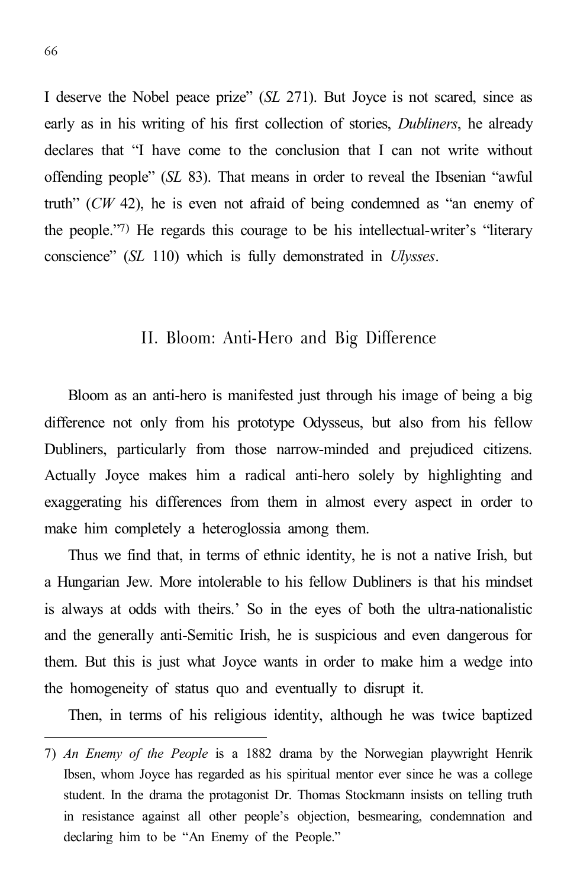I deserve the Nobel peace prize" (*SL* 271). But Joyce is not scared, since as early as in his writing of his first collection of stories, *Dubliners*, he already declares that "I have come to the conclusion that I can not write without offending people" (*SL* 83). That means in order to reveal the Ibsenian "awful truth" (*CW* 42), he is even not afraid of being condemned as "an enemy of the people."[7] He regards this courage to be his intellectual-writer's "literary conscience" (*SL* 110) which is fully demonstrated in *Ulysses*.

## II. Bloom: Anti-Hero and Big Difference

Bloom as an anti-hero is manifested just through his image of being a big difference not only from his prototype Odysseus, but also from his fellow Dubliners, particularly from those narrow-minded and prejudiced citizens. Actually Joyce makes him a radical anti-hero solely by highlighting and exaggerating his differences from them in almost every aspect in order to make him completely a heteroglossia among them.

Thus we find that, in terms of ethnic identity, he is not a native Irish, but a Hungarian Jew. More intolerable to his fellow Dubliners is that his mindset is always at odds with theirs.' So in the eyes of both the ultra-nationalistic and the generally anti-Semitic Irish, he is suspicious and even dangerous for them. But this is just what Joyce wants in order to make him a wedge into the homogeneity of status quo and eventually to disrupt it.

Then, in terms of his religious identity, although he was twice baptized

---

7) *An Enemy of the People* is a 1882 drama by the Norwegian playwright Henrik Ibsen, whom Joyce has regarded as his spiritual mentor ever since he was a college student. In the drama the protagonist Dr. Thomas Stockmann insists on telling truth in resistance against all other people's objection, besmearing, condemnation and declaring him to be "An Enemy of the People."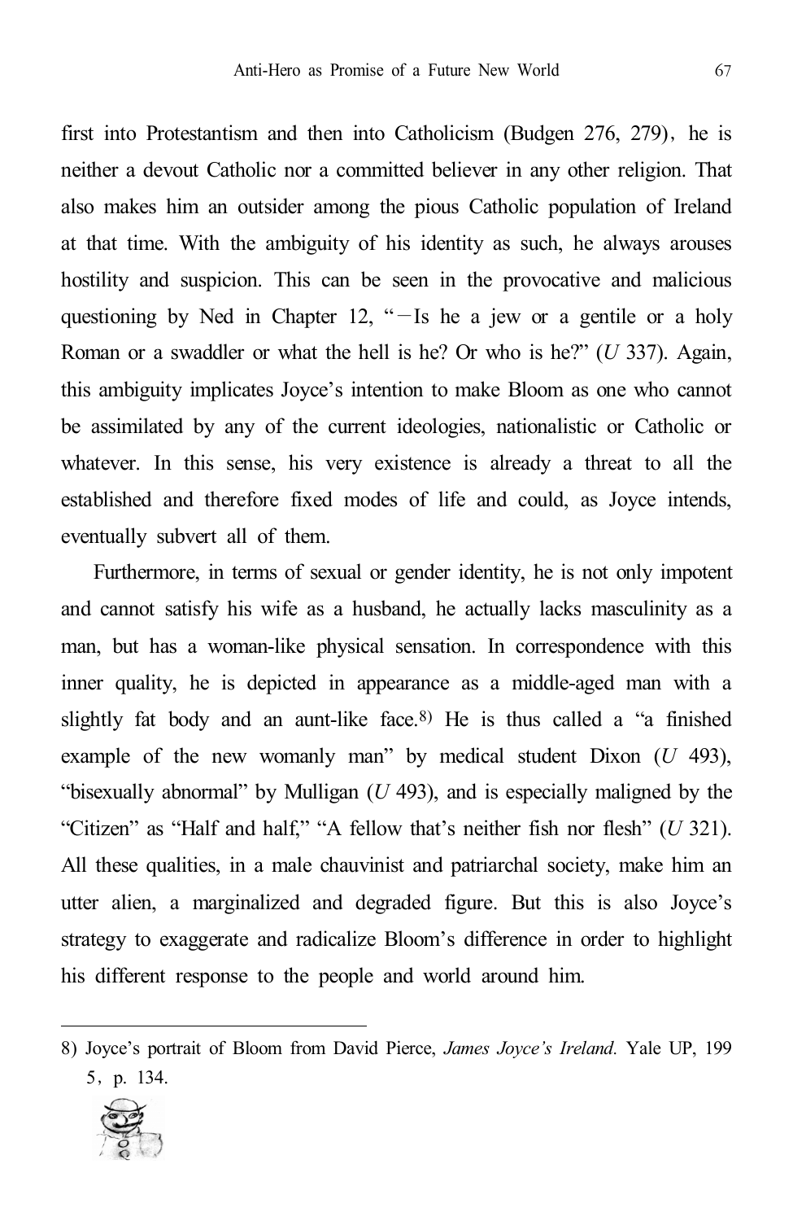first into Protestantism and then into Catholicism (Budgen 276, 279), he is neither a devout Catholic nor a committed believer in any other religion. That also makes him an outsider among the pious Catholic population of Ireland at that time. With the ambiguity of his identity as such, he always arouses hostility and suspicion. This can be seen in the provocative and malicious questioning by Ned in Chapter 12, "—Is he a jew or a gentile or a holy Roman or a swaddler or what the hell is he? Or who is he?" (*U* 337). Again, this ambiguity implicates Joyce's intention to make Bloom as one who cannot be assimilated by any of the current ideologies, nationalistic or Catholic or whatever. In this sense, his very existence is already a threat to all the established and therefore fixed modes of life and could, as Joyce intends, eventually subvert all of them.

Furthermore, in terms of sexual or gender identity, he is not only impotent and cannot satisfy his wife as a husband, he actually lacks masculinity as a man, but has a woman-like physical sensation. In correspondence with this inner quality, he is depicted in appearance as a middle-aged man with a slightly fat body and an aunt-like face.[8] He is thus called a "a finished example of the new womanly man" by medical student Dixon (*U* 493), "bisexually abnormal" by Mulligan (*U* 493), and is especially maligned by the "Citizen" as "Half and half," "A fellow that's neither fish nor flesh" (*U* 321). All these qualities, in a male chauvinist and patriarchal society, make him an utter alien, a marginalized and degraded figure. But this is also Joyce's strategy to exaggerate and radicalize Bloom's difference in order to highlight his different response to the people and world around him.

---

8) Joyce's portrait of Bloom from David Pierce, *James Joyce's Ireland.* Yale UP, 1995, p. 134.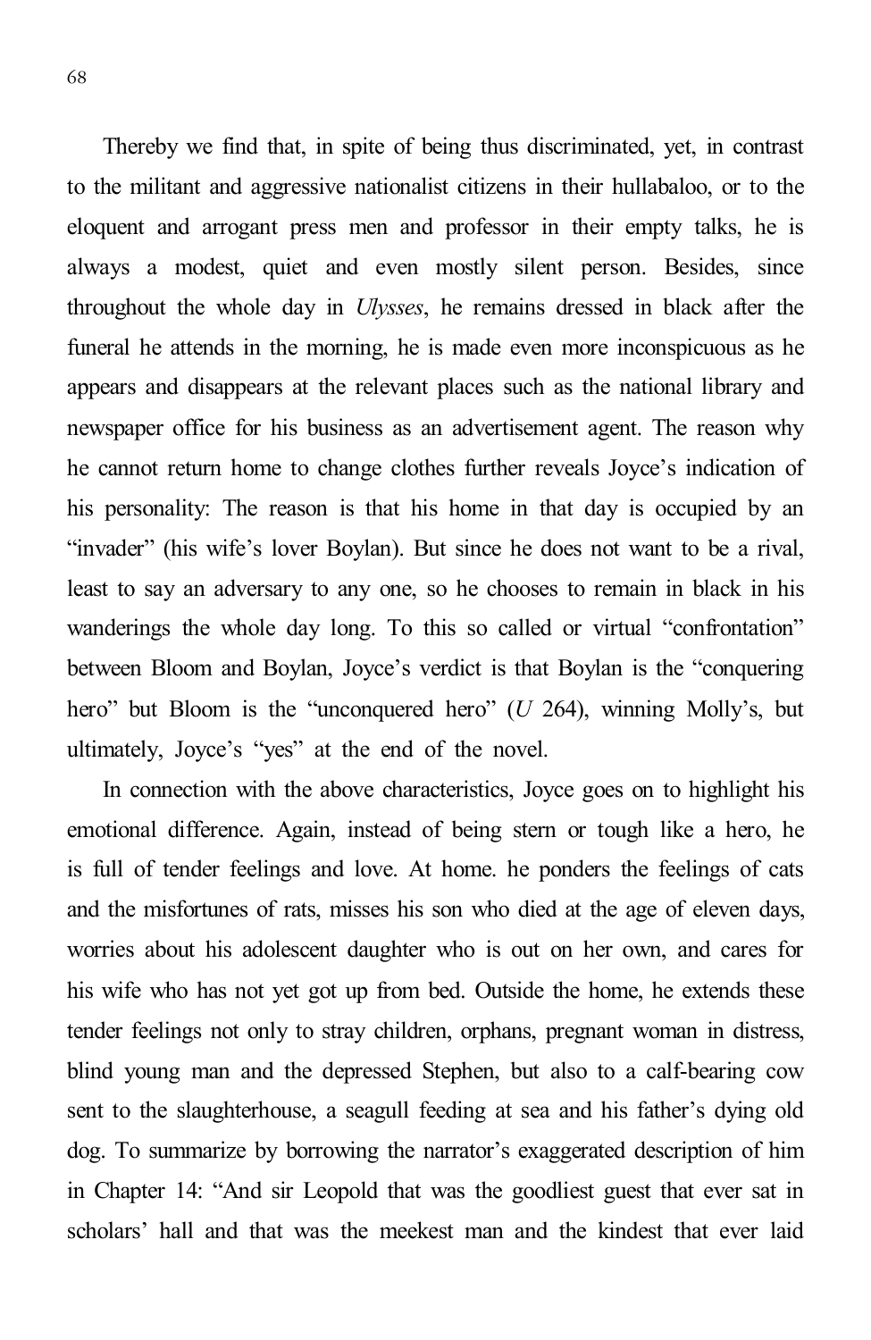Thereby we find that, in spite of being thus discriminated, yet, in contrast to the militant and aggressive nationalist citizens in their hullabaloo, or to the eloquent and arrogant press men and professor in their empty talks, he is always a modest, quiet and even mostly silent person. Besides, since throughout the whole day in *Ulysses*, he remains dressed in black after the funeral he attends in the morning, he is made even more inconspicuous as he appears and disappears at the relevant places such as the national library and newspaper office for his business as an advertisement agent. The reason why he cannot return home to change clothes further reveals Joyce's indication of his personality: The reason is that his home in that day is occupied by an "invader" (his wife's lover Boylan). But since he does not want to be a rival, least to say an adversary to any one, so he chooses to remain in black in his wanderings the whole day long. To this so called or virtual "confrontation" between Bloom and Boylan, Joyce's verdict is that Boylan is the "conquering hero" but Bloom is the "unconquered hero" (*U* 264), winning Molly's, but ultimately, Joyce's "yes" at the end of the novel.

In connection with the above characteristics, Joyce goes on to highlight his emotional difference. Again, instead of being stern or tough like a hero, he is full of tender feelings and love. At home. he ponders the feelings of cats and the misfortunes of rats, misses his son who died at the age of eleven days, worries about his adolescent daughter who is out on her own, and cares for his wife who has not yet got up from bed. Outside the home, he extends these tender feelings not only to stray children, orphans, pregnant woman in distress, blind young man and the depressed Stephen, but also to a calf-bearing cow sent to the slaughterhouse, a seagull feeding at sea and his father's dying old dog. To summarize by borrowing the narrator's exaggerated description of him in Chapter 14: "And sir Leopold that was the goodliest guest that ever sat in scholars' hall and that was the meekest man and the kindest that ever laid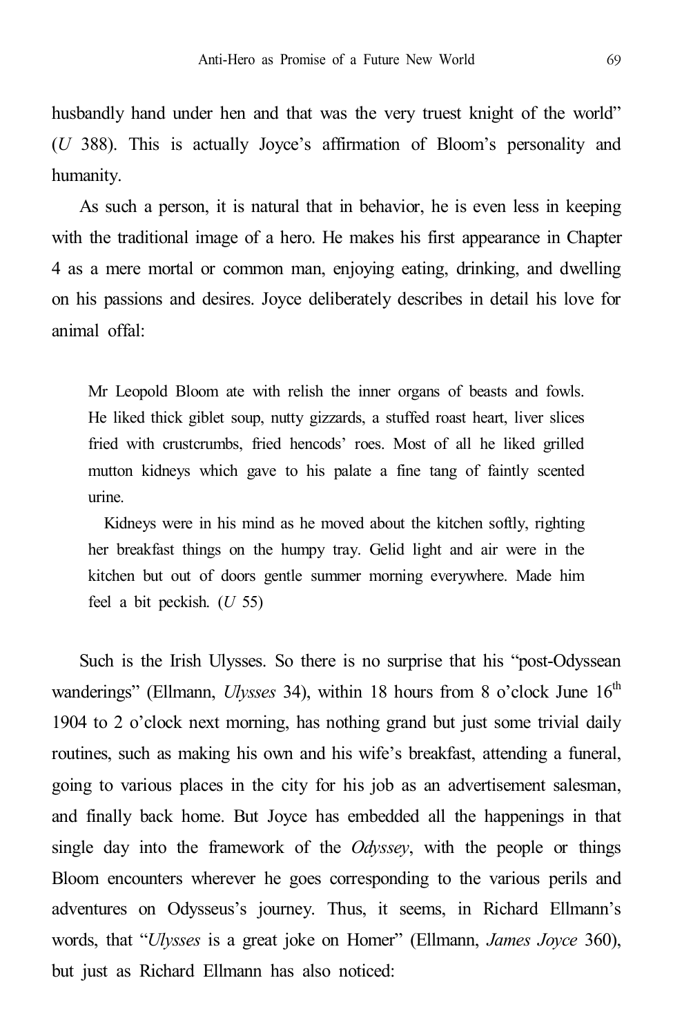husbandly hand under hen and that was the very truest knight of the world" (*U* 388). This is actually Joyce's affirmation of Bloom's personality and humanity.

As such a person, it is natural that in behavior, he is even less in keeping with the traditional image of a hero. He makes his first appearance in Chapter 4 as a mere mortal or common man, enjoying eating, drinking, and dwelling on his passions and desires. Joyce deliberately describes in detail his love for animal offal:

> Mr Leopold Bloom ate with relish the inner organs of beasts and fowls. He liked thick giblet soup, nutty gizzards, a stuffed roast heart, liver slices fried with crustcrumbs, fried hencods' roes. Most of all he liked grilled mutton kidneys which gave to his palate a fine tang of faintly scented urine.
>
> Kidneys were in his mind as he moved about the kitchen softly, righting her breakfast things on the humpy tray. Gelid light and air were in the kitchen but out of doors gentle summer morning everywhere. Made him feel a bit peckish. (*U* 55)

Such is the Irish Ulysses. So there is no surprise that his "post-Odyssean wanderings" (Ellmann, *Ulysses* 34), within 18 hours from 8 o'clock June 16th 1904 to 2 o'clock next morning, has nothing grand but just some trivial daily routines, such as making his own and his wife's breakfast, attending a funeral, going to various places in the city for his job as an advertisement salesman, and finally back home. But Joyce has embedded all the happenings in that single day into the framework of the *Odyssey*, with the people or things Bloom encounters wherever he goes corresponding to the various perils and adventures on Odysseus's journey. Thus, it seems, in Richard Ellmann's words, that "*Ulysses* is a great joke on Homer" (Ellmann, *James Joyce* 360), but just as Richard Ellmann has also noticed: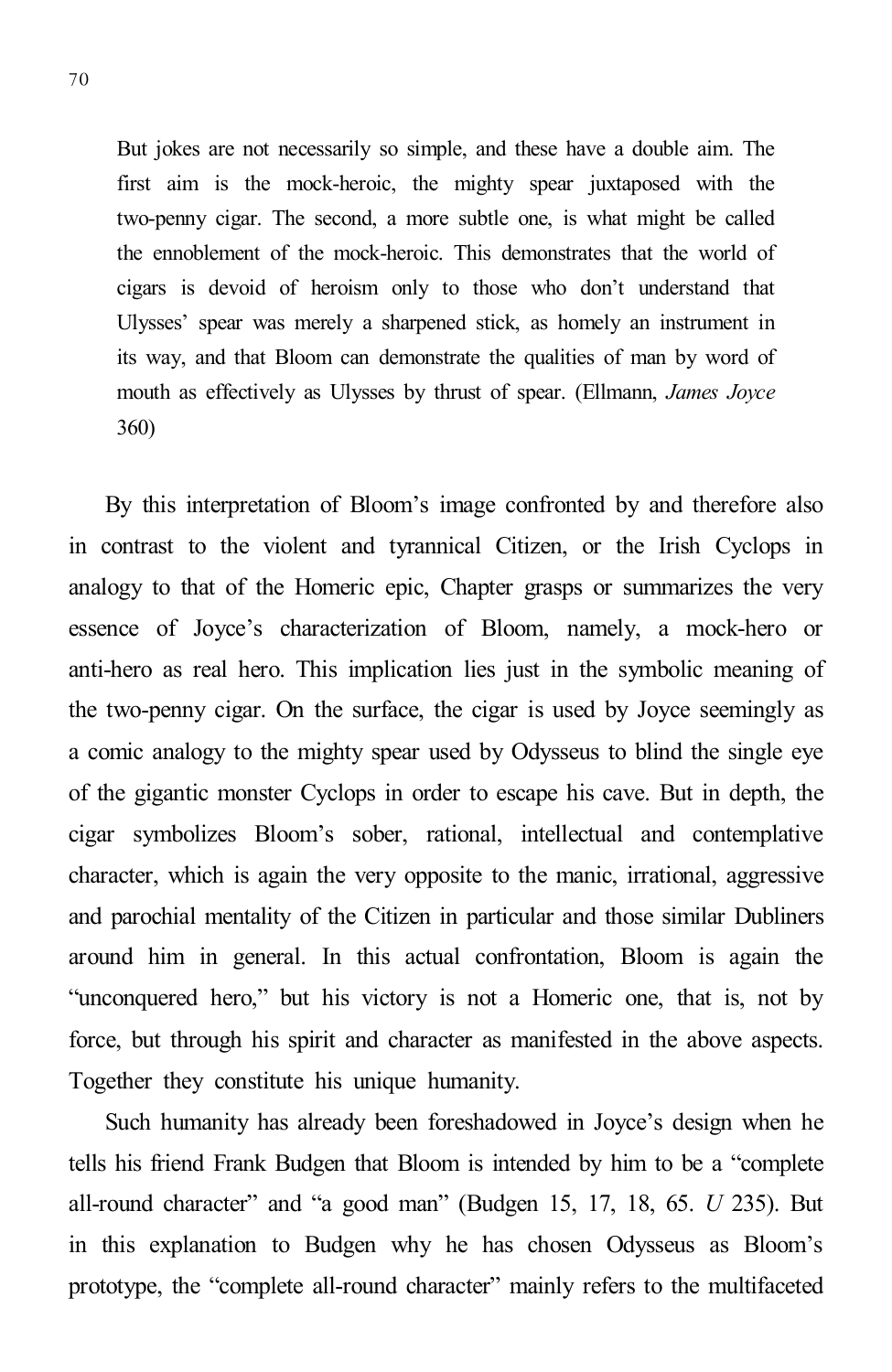> But jokes are not necessarily so simple, and these have a double aim. The first aim is the mock-heroic, the mighty spear juxtaposed with the two-penny cigar. The second, a more subtle one, is what might be called the ennoblement of the mock-heroic. This demonstrates that the world of cigars is devoid of heroism only to those who don't understand that Ulysses' spear was merely a sharpened stick, as homely an instrument in its way, and that Bloom can demonstrate the qualities of man by word of mouth as effectively as Ulysses by thrust of spear. (Ellmann, *James Joyce* 360)

By this interpretation of Bloom's image confronted by and therefore also in contrast to the violent and tyrannical Citizen, or the Irish Cyclops in analogy to that of the Homeric epic, Chapter grasps or summarizes the very essence of Joyce's characterization of Bloom, namely, a mock-hero or anti-hero as real hero. This implication lies just in the symbolic meaning of the two-penny cigar. On the surface, the cigar is used by Joyce seemingly as a comic analogy to the mighty spear used by Odysseus to blind the single eye of the gigantic monster Cyclops in order to escape his cave. But in depth, the cigar symbolizes Bloom's sober, rational, intellectual and contemplative character, which is again the very opposite to the manic, irrational, aggressive and parochial mentality of the Citizen in particular and those similar Dubliners around him in general. In this actual confrontation, Bloom is again the "unconquered hero," but his victory is not a Homeric one, that is, not by force, but through his spirit and character as manifested in the above aspects. Together they constitute his unique humanity.

Such humanity has already been foreshadowed in Joyce's design when he tells his friend Frank Budgen that Bloom is intended by him to be a "complete all-round character" and "a good man" (Budgen 15, 17, 18, 65. *U* 235). But in this explanation to Budgen why he has chosen Odysseus as Bloom's prototype, the "complete all-round character" mainly refers to the multifaceted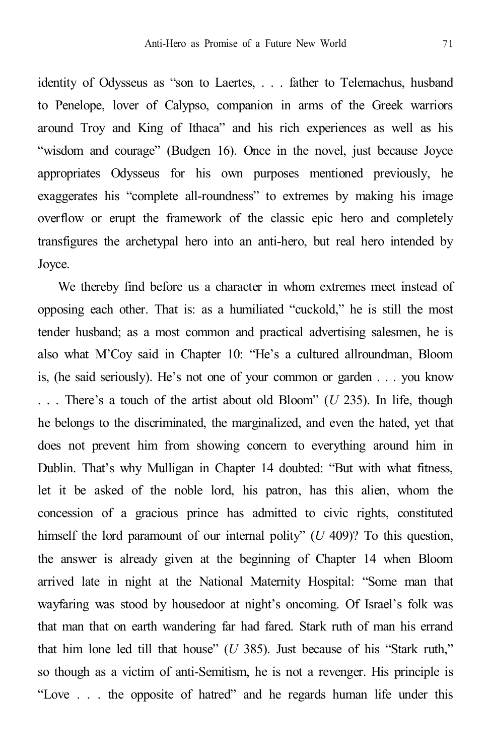identity of Odysseus as “son to Laertes, . . . father to Telemachus, husband to Penelope, lover of Calypso, companion in arms of the Greek warriors around Troy and King of Ithaca” and his rich experiences as well as his “wisdom and courage” (Budgen 16). Once in the novel, just because Joyce appropriates Odysseus for his own purposes mentioned previously, he exaggerates his “complete all-roundness” to extremes by making his image overflow or erupt the framework of the classic epic hero and completely transfigures the archetypal hero into an anti-hero, but real hero intended by Joyce.

We thereby find before us a character in whom extremes meet instead of opposing each other. That is: as a humiliated “cuckold,” he is still the most tender husband; as a most common and practical advertising salesmen, he is also what M’Coy said in Chapter 10: “He’s a cultured allroundman, Bloom is, (he said seriously). He’s not one of your common or garden . . . you know . . . There’s a touch of the artist about old Bloom” (*U* 235). In life, though he belongs to the discriminated, the marginalized, and even the hated, yet that does not prevent him from showing concern to everything around him in Dublin. That’s why Mulligan in Chapter 14 doubted: “But with what fitness, let it be asked of the noble lord, his patron, has this alien, whom the concession of a gracious prince has admitted to civic rights, constituted himself the lord paramount of our internal polity” (*U* 409)? To this question, the answer is already given at the beginning of Chapter 14 when Bloom arrived late in night at the National Maternity Hospital: “Some man that wayfaring was stood by housedoor at night’s oncoming. Of Israel’s folk was that man that on earth wandering far had fared. Stark ruth of man his errand that him lone led till that house” (*U* 385). Just because of his “Stark ruth,” so though as a victim of anti-Semitism, he is not a revenger. His principle is “Love . . . the opposite of hatred” and he regards human life under this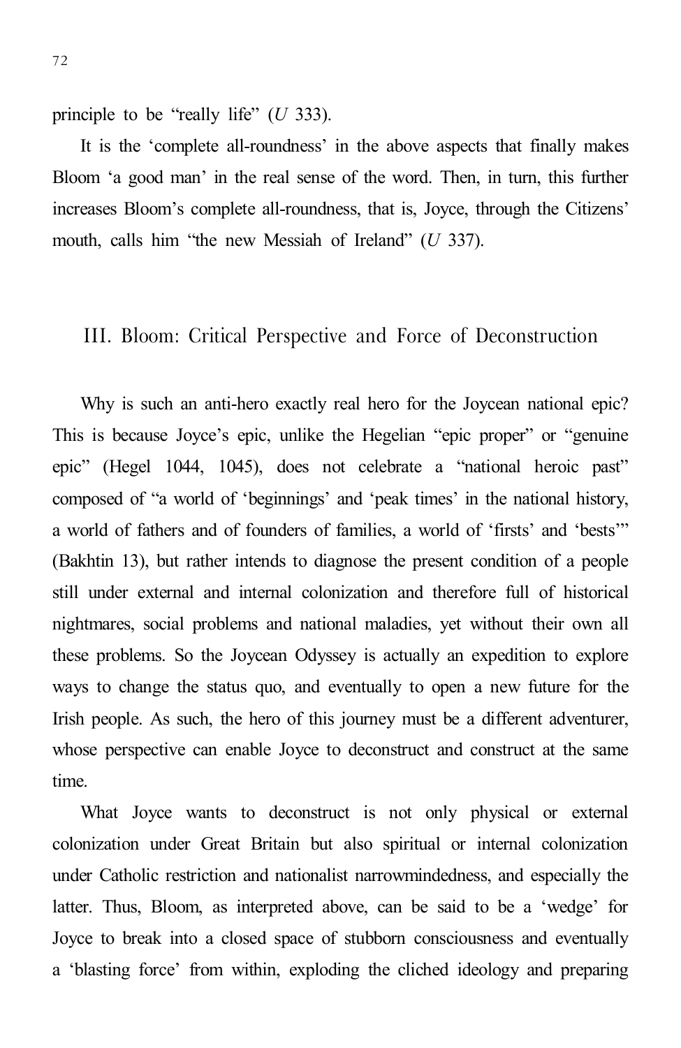principle to be “really life” (*U* 333).

It is the ‘complete all-roundness’ in the above aspects that finally makes Bloom ‘a good man’ in the real sense of the word. Then, in turn, this further increases Bloom’s complete all-roundness, that is, Joyce, through the Citizens’ mouth, calls him “the new Messiah of Ireland” (*U* 337).

## III. Bloom: Critical Perspective and Force of Deconstruction

Why is such an anti-hero exactly real hero for the Joycean national epic? This is because Joyce’s epic, unlike the Hegelian “epic proper” or “genuine epic” (Hegel 1044, 1045), does not celebrate a “national heroic past” composed of “a world of ‘beginnings’ and ‘peak times’ in the national history, a world of fathers and of founders of families, a world of ‘firsts’ and ‘bests’” (Bakhtin 13), but rather intends to diagnose the present condition of a people still under external and internal colonization and therefore full of historical nightmares, social problems and national maladies, yet without their own all these problems. So the Joycean Odyssey is actually an expedition to explore ways to change the status quo, and eventually to open a new future for the Irish people. As such, the hero of this journey must be a different adventurer, whose perspective can enable Joyce to deconstruct and construct at the same time.

What Joyce wants to deconstruct is not only physical or external colonization under Great Britain but also spiritual or internal colonization under Catholic restriction and nationalist narrowmindedness, and especially the latter. Thus, Bloom, as interpreted above, can be said to be a ‘wedge’ for Joyce to break into a closed space of stubborn consciousness and eventually a ‘blasting force’ from within, exploding the cliched ideology and preparing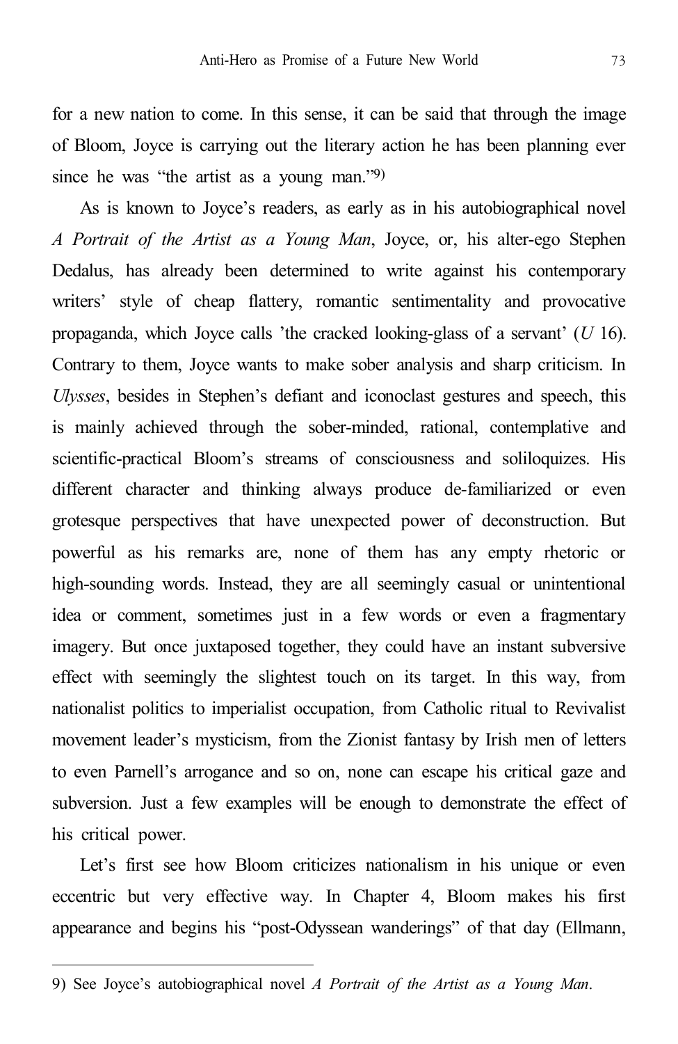for a new nation to come. In this sense, it can be said that through the image of Bloom, Joyce is carrying out the literary action he has been planning ever since he was “the artist as a young man.”[9)]

As is known to Joyce’s readers, as early as in his autobiographical novel *A Portrait of the Artist as a Young Man*, Joyce, or, his alter-ego Stephen Dedalus, has already been determined to write against his contemporary writers’ style of cheap flattery, romantic sentimentality and provocative propaganda, which Joyce calls ’the cracked looking-glass of a servant’ (*U* 16). Contrary to them, Joyce wants to make sober analysis and sharp criticism. In *Ulysses*, besides in Stephen’s defiant and iconoclast gestures and speech, this is mainly achieved through the sober-minded, rational, contemplative and scientific-practical Bloom’s streams of consciousness and soliloquizes. His different character and thinking always produce de-familiarized or even grotesque perspectives that have unexpected power of deconstruction. But powerful as his remarks are, none of them has any empty rhetoric or high-sounding words. Instead, they are all seemingly casual or unintentional idea or comment, sometimes just in a few words or even a fragmentary imagery. But once juxtaposed together, they could have an instant subversive effect with seemingly the slightest touch on its target. In this way, from nationalist politics to imperialist occupation, from Catholic ritual to Revivalist movement leader’s mysticism, from the Zionist fantasy by Irish men of letters to even Parnell’s arrogance and so on, none can escape his critical gaze and subversion. Just a few examples will be enough to demonstrate the effect of his critical power.

Let’s first see how Bloom criticizes nationalism in his unique or even eccentric but very effective way. In Chapter 4, Bloom makes his first appearance and begins his “post-Odyssean wanderings” of that day (Ellmann,

---

9) See Joyce’s autobiographical novel *A Portrait of the Artist as a Young Man*.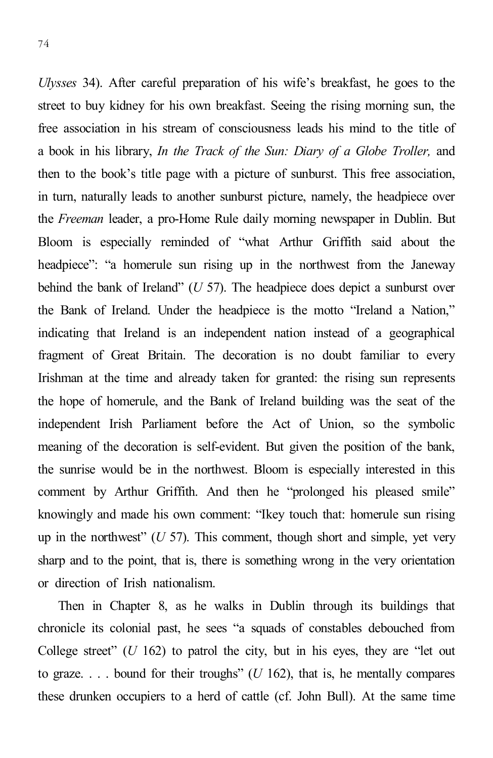*Ulysses* 34). After careful preparation of his wife's breakfast, he goes to the street to buy kidney for his own breakfast. Seeing the rising morning sun, the free association in his stream of consciousness leads his mind to the title of a book in his library, *In the Track of the Sun: Diary of a Globe Troller,* and then to the book's title page with a picture of sunburst. This free association, in turn, naturally leads to another sunburst picture, namely, the headpiece over the *Freeman* leader, a pro-Home Rule daily morning newspaper in Dublin. But Bloom is especially reminded of "what Arthur Griffith said about the headpiece": "a homerule sun rising up in the northwest from the Janeway behind the bank of Ireland" (*U* 57). The headpiece does depict a sunburst over the Bank of Ireland. Under the headpiece is the motto "Ireland a Nation," indicating that Ireland is an independent nation instead of a geographical fragment of Great Britain. The decoration is no doubt familiar to every Irishman at the time and already taken for granted: the rising sun represents the hope of homerule, and the Bank of Ireland building was the seat of the independent Irish Parliament before the Act of Union, so the symbolic meaning of the decoration is self-evident. But given the position of the bank, the sunrise would be in the northwest. Bloom is especially interested in this comment by Arthur Griffith. And then he "prolonged his pleased smile" knowingly and made his own comment: "Ikey touch that: homerule sun rising up in the northwest" (*U* 57). This comment, though short and simple, yet very sharp and to the point, that is, there is something wrong in the very orientation or direction of Irish nationalism.

Then in Chapter 8, as he walks in Dublin through its buildings that chronicle its colonial past, he sees "a squads of constables debouched from College street" (*U* 162) to patrol the city, but in his eyes, they are "let out to graze. . . . bound for their troughs" (*U* 162), that is, he mentally compares these drunken occupiers to a herd of cattle (cf. John Bull). At the same time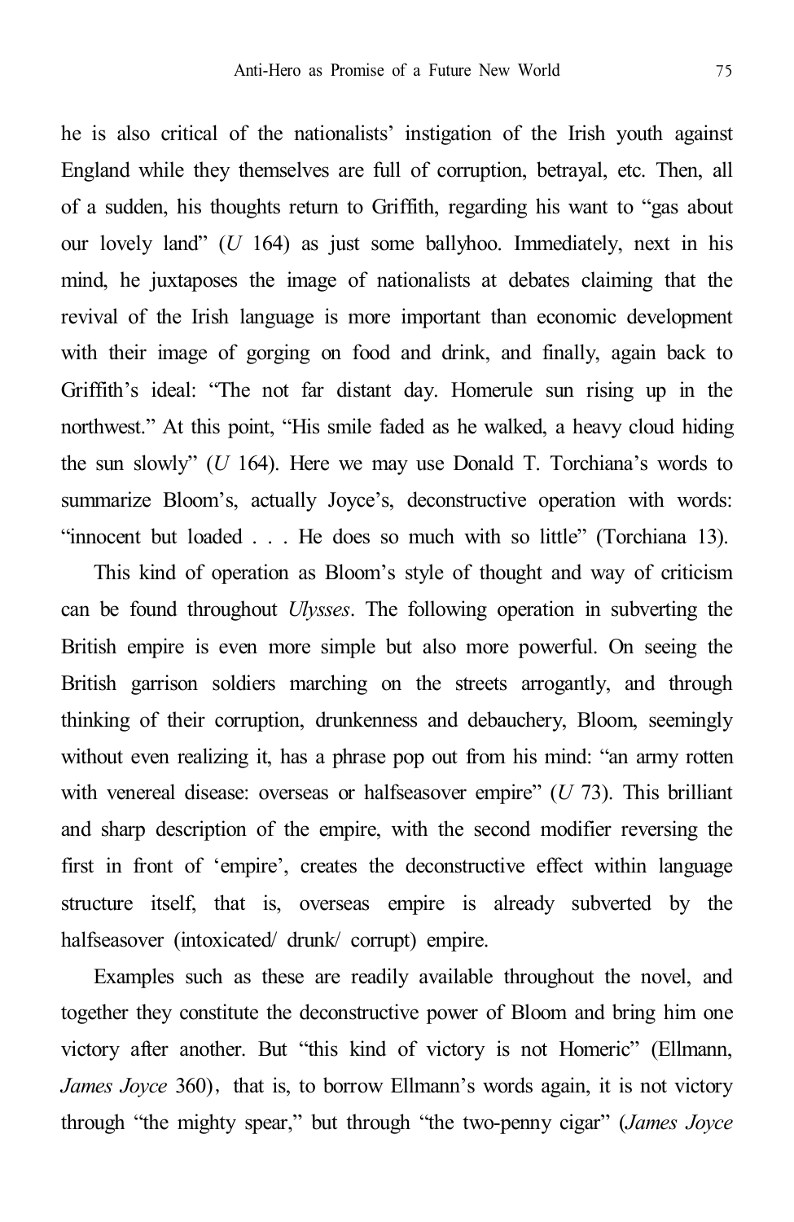he is also critical of the nationalists' instigation of the Irish youth against England while they themselves are full of corruption, betrayal, etc. Then, all of a sudden, his thoughts return to Griffith, regarding his want to "gas about our lovely land" (*U* 164) as just some ballyhoo. Immediately, next in his mind, he juxtaposes the image of nationalists at debates claiming that the revival of the Irish language is more important than economic development with their image of gorging on food and drink, and finally, again back to Griffith's ideal: "The not far distant day. Homerule sun rising up in the northwest." At this point, "His smile faded as he walked, a heavy cloud hiding the sun slowly" (*U* 164). Here we may use Donald T. Torchiana's words to summarize Bloom's, actually Joyce's, deconstructive operation with words: "innocent but loaded . . . He does so much with so little" (Torchiana 13).

This kind of operation as Bloom's style of thought and way of criticism can be found throughout *Ulysses*. The following operation in subverting the British empire is even more simple but also more powerful. On seeing the British garrison soldiers marching on the streets arrogantly, and through thinking of their corruption, drunkenness and debauchery, Bloom, seemingly without even realizing it, has a phrase pop out from his mind: "an army rotten with venereal disease: overseas or halfseasover empire" (*U* 73). This brilliant and sharp description of the empire, with the second modifier reversing the first in front of 'empire', creates the deconstructive effect within language structure itself, that is, overseas empire is already subverted by the halfseasover (intoxicated/ drunk/ corrupt) empire.

Examples such as these are readily available throughout the novel, and together they constitute the deconstructive power of Bloom and bring him one victory after another. But "this kind of victory is not Homeric" (Ellmann, *James Joyce* 360), that is, to borrow Ellmann's words again, it is not victory through "the mighty spear," but through "the two-penny cigar" (*James Joyce*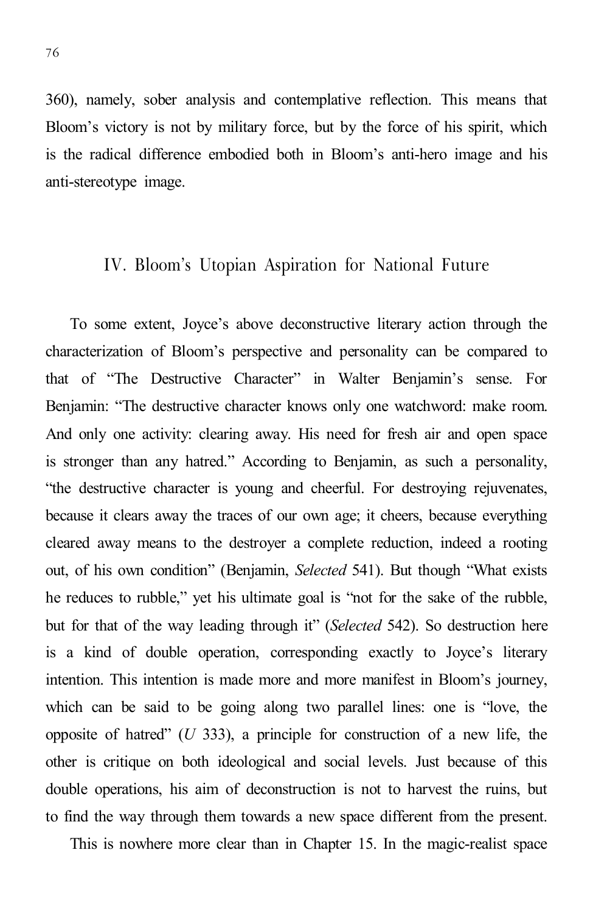360), namely, sober analysis and contemplative reflection. This means that Bloom's victory is not by military force, but by the force of his spirit, which is the radical difference embodied both in Bloom's anti-hero image and his anti-stereotype image.

## IV. Bloom's Utopian Aspiration for National Future

To some extent, Joyce's above deconstructive literary action through the characterization of Bloom's perspective and personality can be compared to that of "The Destructive Character" in Walter Benjamin's sense. For Benjamin: "The destructive character knows only one watchword: make room. And only one activity: clearing away. His need for fresh air and open space is stronger than any hatred." According to Benjamin, as such a personality, "the destructive character is young and cheerful. For destroying rejuvenates, because it clears away the traces of our own age; it cheers, because everything cleared away means to the destroyer a complete reduction, indeed a rooting out, of his own condition" (Benjamin, *Selected* 541). But though "What exists he reduces to rubble," yet his ultimate goal is "not for the sake of the rubble, but for that of the way leading through it" (*Selected* 542). So destruction here is a kind of double operation, corresponding exactly to Joyce's literary intention. This intention is made more and more manifest in Bloom's journey, which can be said to be going along two parallel lines: one is "love, the opposite of hatred" (*U* 333), a principle for construction of a new life, the other is critique on both ideological and social levels. Just because of this double operations, his aim of deconstruction is not to harvest the ruins, but to find the way through them towards a new space different from the present.

This is nowhere more clear than in Chapter 15. In the magic-realist space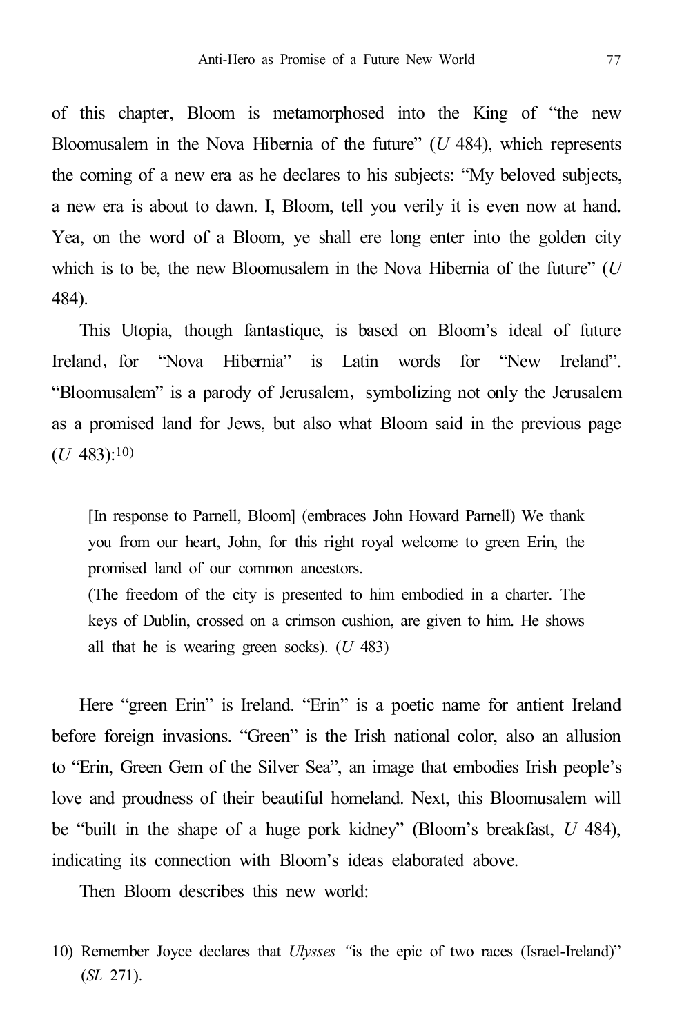of this chapter, Bloom is metamorphosed into the King of "the new Bloomusalem in the Nova Hibernia of the future" (*U* 484), which represents the coming of a new era as he declares to his subjects: "My beloved subjects, a new era is about to dawn. I, Bloom, tell you verily it is even now at hand. Yea, on the word of a Bloom, ye shall ere long enter into the golden city which is to be, the new Bloomusalem in the Nova Hibernia of the future" (*U* 484).

This Utopia, though fantastique, is based on Bloom's ideal of future Ireland, for "Nova Hibernia" is Latin words for "New Ireland". "Bloomusalem" is a parody of Jerusalem, symbolizing not only the Jerusalem as a promised land for Jews, but also what Bloom said in the previous page (*U* 483):[10]

> [In response to Parnell, Bloom] (embraces John Howard Parnell) We thank you from our heart, John, for this right royal welcome to green Erin, the promised land of our common ancestors.
> (The freedom of the city is presented to him embodied in a charter. The keys of Dublin, crossed on a crimson cushion, are given to him. He shows all that he is wearing green socks). (*U* 483)

Here "green Erin" is Ireland. "Erin" is a poetic name for antient Ireland before foreign invasions. "Green" is the Irish national color, also an allusion to "Erin, Green Gem of the Silver Sea", an image that embodies Irish people's love and proudness of their beautiful homeland. Next, this Bloomusalem will be "built in the shape of a huge pork kidney" (Bloom's breakfast, *U* 484), indicating its connection with Bloom's ideas elaborated above.

Then Bloom describes this new world:

---

10) Remember Joyce declares that *Ulysses* "is the epic of two races (Israel-Ireland)" (*SL* 271).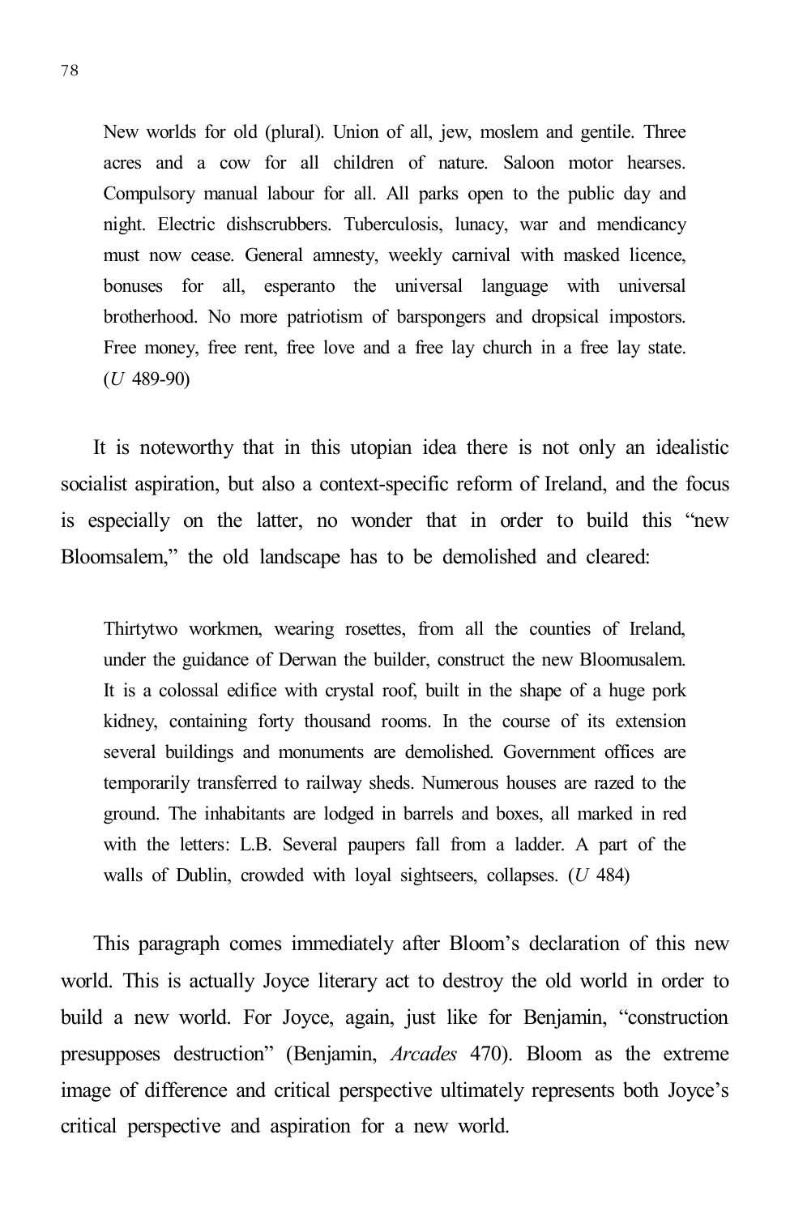> New worlds for old (plural). Union of all, jew, moslem and gentile. Three acres and a cow for all children of nature. Saloon motor hearses. Compulsory manual labour for all. All parks open to the public day and night. Electric dishscrubbers. Tuberculosis, lunacy, war and mendicancy must now cease. General amnesty, weekly carnival with masked licence, bonuses for all, esperanto the universal language with universal brotherhood. No more patriotism of barspongers and dropsical impostors. Free money, free rent, free love and a free lay church in a free lay state. (*U* 489-90)

It is noteworthy that in this utopian idea there is not only an idealistic socialist aspiration, but also a context-specific reform of Ireland, and the focus is especially on the latter, no wonder that in order to build this "new Bloomsalem," the old landscape has to be demolished and cleared:

> Thirtytwo workmen, wearing rosettes, from all the counties of Ireland, under the guidance of Derwan the builder, construct the new Bloomusalem. It is a colossal edifice with crystal roof, built in the shape of a huge pork kidney, containing forty thousand rooms. In the course of its extension several buildings and monuments are demolished. Government offices are temporarily transferred to railway sheds. Numerous houses are razed to the ground. The inhabitants are lodged in barrels and boxes, all marked in red with the letters: L.B. Several paupers fall from a ladder. A part of the walls of Dublin, crowded with loyal sightseers, collapses. (*U* 484)

This paragraph comes immediately after Bloom's declaration of this new world. This is actually Joyce literary act to destroy the old world in order to build a new world. For Joyce, again, just like for Benjamin, "construction presupposes destruction" (Benjamin, *Arcades* 470). Bloom as the extreme image of difference and critical perspective ultimately represents both Joyce's critical perspective and aspiration for a new world.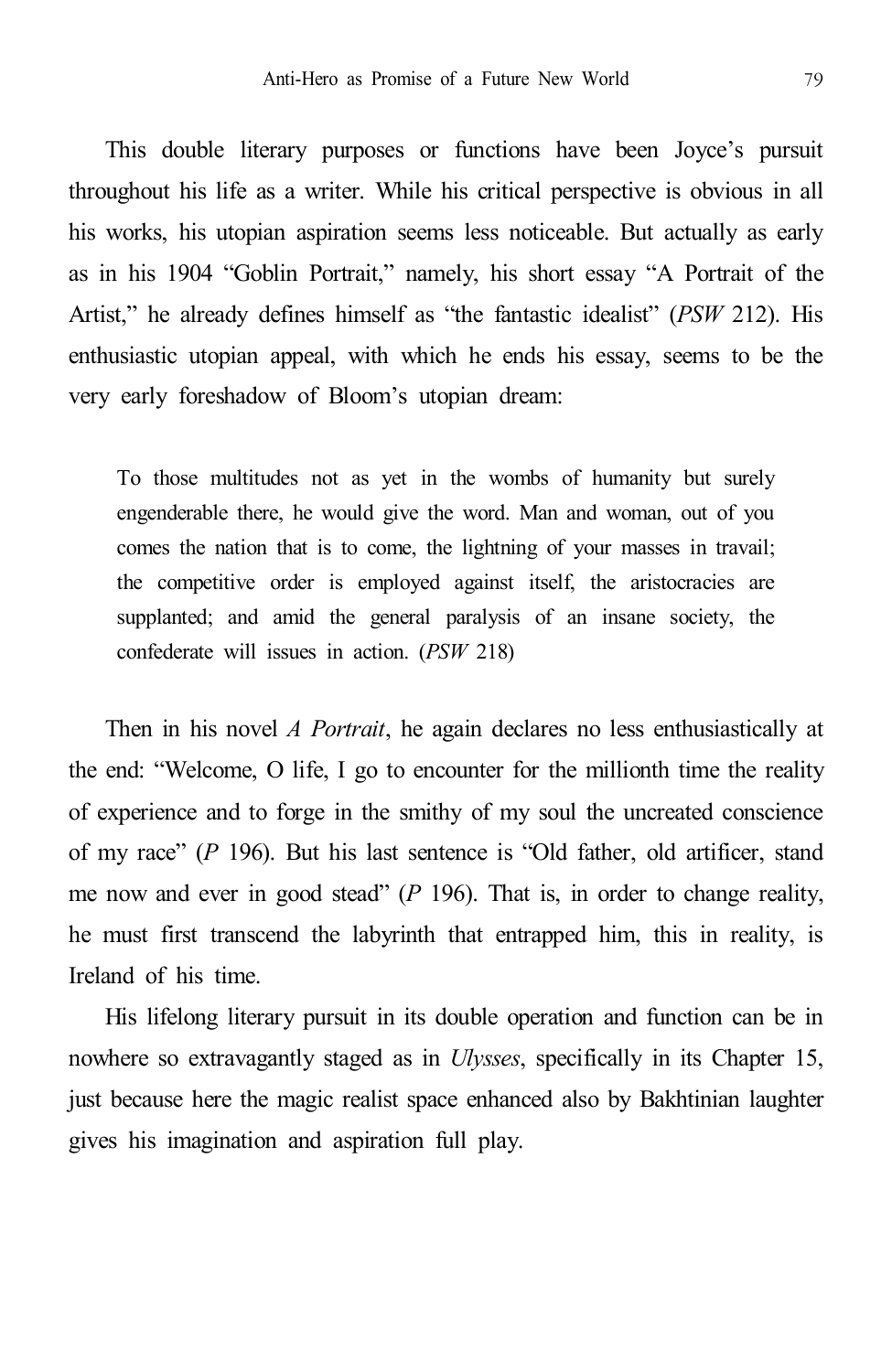This double literary purposes or functions have been Joyce's pursuit throughout his life as a writer. While his critical perspective is obvious in all his works, his utopian aspiration seems less noticeable. But actually as early as in his 1904 "Goblin Portrait," namely, his short essay "A Portrait of the Artist," he already defines himself as "the fantastic idealist" (*PSW* 212). His enthusiastic utopian appeal, with which he ends his essay, seems to be the very early foreshadow of Bloom's utopian dream:

> To those multitudes not as yet in the wombs of humanity but surely engenderable there, he would give the word. Man and woman, out of you comes the nation that is to come, the lightning of your masses in travail; the competitive order is employed against itself, the aristocracies are supplanted; and amid the general paralysis of an insane society, the confederate will issues in action. (*PSW* 218)

Then in his novel *A Portrait*, he again declares no less enthusiastically at the end: "Welcome, O life, I go to encounter for the millionth time the reality of experience and to forge in the smithy of my soul the uncreated conscience of my race" (*P* 196). But his last sentence is "Old father, old artificer, stand me now and ever in good stead" (*P* 196). That is, in order to change reality, he must first transcend the labyrinth that entrapped him, this in reality, is Ireland of his time.

His lifelong literary pursuit in its double operation and function can be in nowhere so extravagantly staged as in *Ulysses*, specifically in its Chapter 15, just because here the magic realist space enhanced also by Bakhtinian laughter gives his imagination and aspiration full play.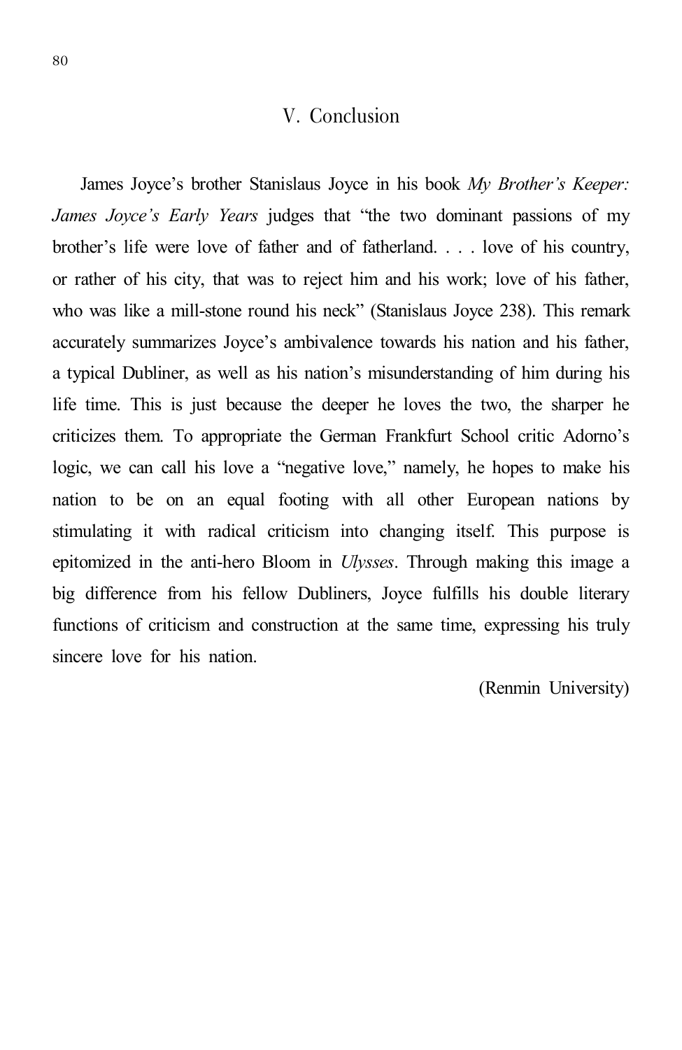## V. Conclusion

James Joyce's brother Stanislaus Joyce in his book *My Brother's Keeper: James Joyce's Early Years* judges that "the two dominant passions of my brother's life were love of father and of fatherland. . . . love of his country, or rather of his city, that was to reject him and his work; love of his father, who was like a mill-stone round his neck" (Stanislaus Joyce 238). This remark accurately summarizes Joyce's ambivalence towards his nation and his father, a typical Dubliner, as well as his nation's misunderstanding of him during his life time. This is just because the deeper he loves the two, the sharper he criticizes them. To appropriate the German Frankfurt School critic Adorno's logic, we can call his love a "negative love," namely, he hopes to make his nation to be on an equal footing with all other European nations by stimulating it with radical criticism into changing itself. This purpose is epitomized in the anti-hero Bloom in *Ulysses*. Through making this image a big difference from his fellow Dubliners, Joyce fulfills his double literary functions of criticism and construction at the same time, expressing his truly sincere love for his nation.

(Renmin University)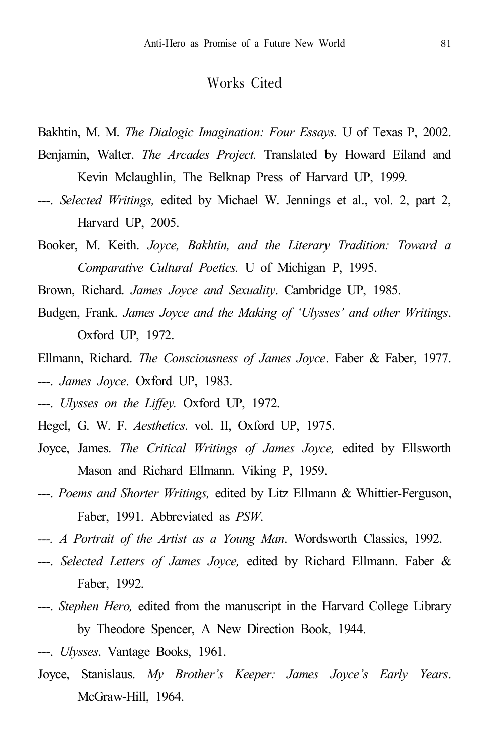## Works Cited

Bakhtin, M. M. *The Dialogic Imagination: Four Essays.* U of Texas P, 2002.

Benjamin, Walter. *The Arcades Project.* Translated by Howard Eiland and Kevin Mclaughlin, The Belknap Press of Harvard UP, 1999.

---. *Selected Writings,* edited by Michael W. Jennings et al., vol. 2, part 2, Harvard UP, 2005.

Booker, M. Keith. *Joyce, Bakhtin, and the Literary Tradition: Toward a Comparative Cultural Poetics.* U of Michigan P, 1995.

Brown, Richard. *James Joyce and Sexuality*. Cambridge UP, 1985.

Budgen, Frank. *James Joyce and the Making of 'Ulysses' and other Writings*. Oxford UP, 1972.

Ellmann, Richard. *The Consciousness of James Joyce*. Faber & Faber, 1977.

---. *James Joyce*. Oxford UP, 1983.

---. *Ulysses on the Liffey.* Oxford UP, 1972.

Hegel, G. W. F. *Aesthetics*. vol. II, Oxford UP, 1975.

Joyce, James. *The Critical Writings of James Joyce,* edited by Ellsworth Mason and Richard Ellmann. Viking P, 1959.

---. *Poems and Shorter Writings,* edited by Litz Ellmann & Whittier-Ferguson, Faber, 1991. Abbreviated as *PSW*.

---. *A Portrait of the Artist as a Young Man*. Wordsworth Classics, 1992.

---. *Selected Letters of James Joyce,* edited by Richard Ellmann. Faber & Faber, 1992.

---. *Stephen Hero,* edited from the manuscript in the Harvard College Library by Theodore Spencer, A New Direction Book, 1944.

---. *Ulysses*. Vantage Books, 1961.

Joyce, Stanislaus. *My Brother's Keeper: James Joyce's Early Years*. McGraw-Hill, 1964.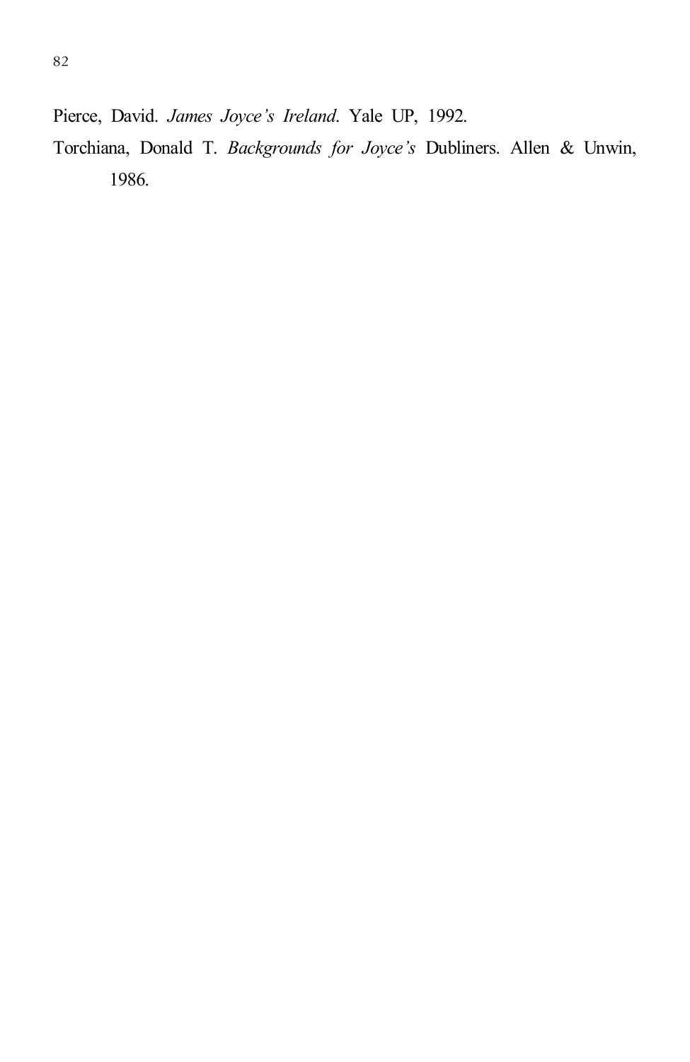Pierce, David. *James Joyce's Ireland*. Yale UP, 1992.

Torchiana, Donald T. *Backgrounds for Joyce's* Dubliners. Allen & Unwin, 1986.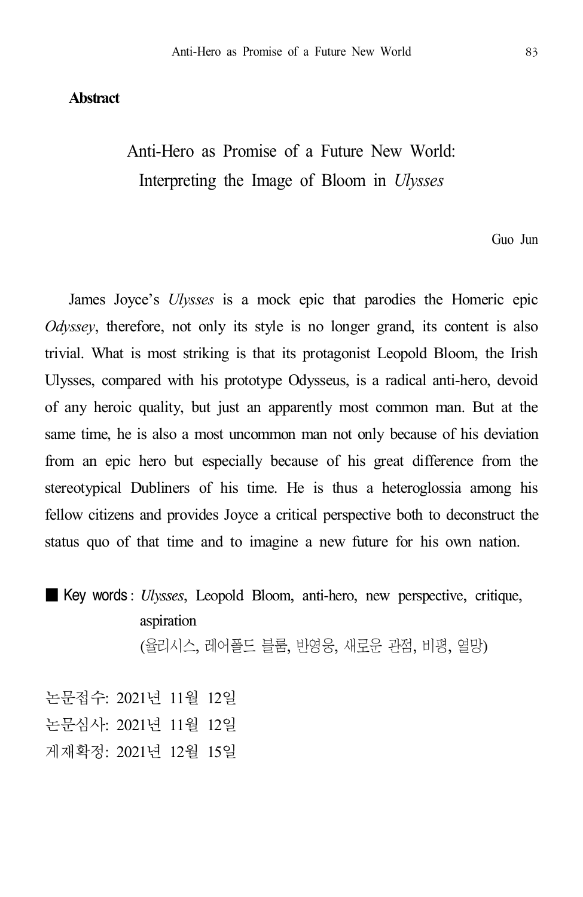**Abstract**

# Anti-Hero as Promise of a Future New World: Interpreting the Image of Bloom in *Ulysses*

Guo Jun

James Joyce's *Ulysses* is a mock epic that parodies the Homeric epic *Odyssey*, therefore, not only its style is no longer grand, its content is also trivial. What is most striking is that its protagonist Leopold Bloom, the Irish Ulysses, compared with his prototype Odysseus, is a radical anti-hero, devoid of any heroic quality, but just an apparently most common man. But at the same time, he is also a most uncommon man not only because of his deviation from an epic hero but especially because of his great difference from the stereotypical Dubliners of his time. He is thus a heteroglossia among his fellow citizens and provides Joyce a critical perspective both to deconstruct the status quo of that time and to imagine a new future for his own nation.

■ Key words : *Ulysses*, Leopold Bloom, anti-hero, new perspective, critique, aspiration
(율리시스, 레어폴드 블룸, 반영웅, 새로운 관점, 비평, 열망)

논문접수: 2021년 11월 12일
논문심사: 2021년 11월 12일
게재확정: 2021년 12월 15일